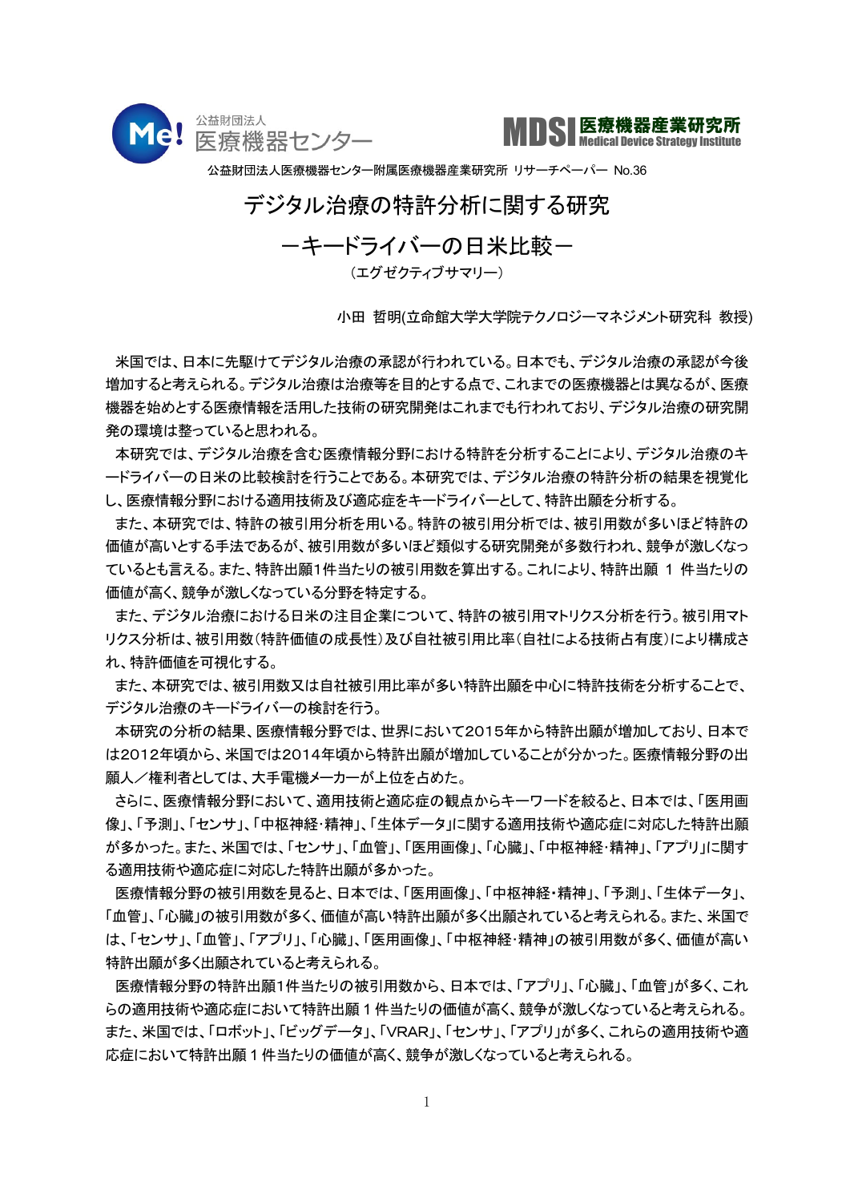公益財団法人 医療機器センター　　MDSI 医療機器産業研究所 Medical Device Strategy Institute

公益財団法人医療機器センター附属医療機器産業研究所 リサーチペーパー No.36

# デジタル治療の特許分析に関する研究

# －キードライバーの日米比較－

（エグゼクティブサマリー）

小田 哲明(立命館大学大学院テクノロジーマネジメント研究科 教授)

米国では、日本に先駆けてデジタル治療の承認が行われている。日本でも、デジタル治療の承認が今後増加すると考えられる。デジタル治療は治療等を目的とする点で、これまでの医療機器とは異なるが、医療機器を始めとする医療情報を活用した技術の研究開発はこれまでも行われており、デジタル治療の研究開発の環境は整っていると思われる。

本研究では、デジタル治療を含む医療情報分野における特許を分析することにより、デジタル治療のキードライバーの日米の比較検討を行うことである。本研究では、デジタル治療の特許分析の結果を視覚化し、医療情報分野における適用技術及び適応症をキードライバーとして、特許出願を分析する。

また、本研究では、特許の被引用分析を用いる。特許の被引用分析では、被引用数が多いほど特許の価値が高いとする手法であるが、被引用数が多いほど類似する研究開発が多数行われ、競争が激しくなっているとも言える。また、特許出願1件当たりの被引用数を算出する。これにより、特許出願 1 件当たりの価値が高く、競争が激しくなっている分野を特定する。

また、デジタル治療における日米の注目企業について、特許の被引用マトリクス分析を行う。被引用マトリクス分析は、被引用数（特許価値の成長性）及び自社被引用比率（自社による技術占有度）により構成され、特許価値を可視化する。

また、本研究では、被引用数又は自社被引用比率が多い特許出願を中心に特許技術を分析することで、デジタル治療のキードライバーの検討を行う。

本研究の分析の結果、医療情報分野では、世界において2015年から特許出願が増加しており、日本では2012年頃から、米国では2014年頃から特許出願が増加していることが分かった。医療情報分野の出願人／権利者としては、大手電機メーカーが上位を占めた。

さらに、医療情報分野において、適用技術と適応症の観点からキーワードを絞ると、日本では、「医用画像」、「予測」、「センサ」、「中枢神経･精神」、「生体データ」に関する適用技術や適応症に対応した特許出願が多かった。また、米国では、「センサ」、「血管」、「医用画像」、「心臓」、「中枢神経・精神」、「アプリ」に関する適用技術や適応症に対応した特許出願が多かった。

医療情報分野の被引用数を見ると、日本では、「医用画像」、「中枢神経・精神」、「予測」、「生体データ」、「血管」、「心臓」の被引用数が多く、価値が高い特許出願が多く出願されていると考えられる。また、米国では、「センサ」、「血管」、「アプリ」、「心臓」、「医用画像」、「中枢神経・精神」の被引用数が多く、価値が高い特許出願が多く出願されていると考えられる。

医療情報分野の特許出願1件当たりの被引用数から、日本では、「アプリ」、「心臓」、「血管」が多く、これらの適用技術や適応症において特許出願 1 件当たりの価値が高く、競争が激しくなっていると考えられる。また、米国では、「ロボット」、「ビッグデータ」、「VRAR」、「センサ」、「アプリ」が多く、これらの適用技術や適応症において特許出願 1 件当たりの価値が高く、競争が激しくなっていると考えられる。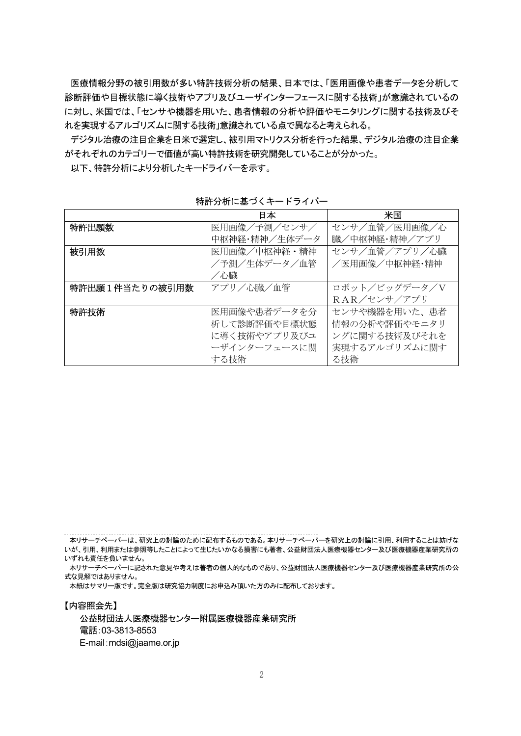医療情報分野の被引用数が多い特許技術分析の結果、日本では、「医用画像や患者データを分析して診断評価や目標状態に導く技術やアプリ及びユーザインターフェースに関する技術」が意識されているのに対し、米国では、「センサや機器を用いた、患者情報の分析や評価やモニタリングに関する技術及びそれを実現するアルゴリズムに関する技術」意識されている点で異なると考えられる。

デジタル治療の注目企業を日米で選定し、被引用マトリクス分析を行った結果、デジタル治療の注目企業がそれぞれのカテゴリーで価値が高い特許技術を研究開発していることが分かった。

以下、特許分析により分析したキードライバーを示す。

特許分析に基づくキードライバー

| | 日本 | 米国 |
|---|---|---|
| 特許出願数 | 医用画像／予測／センサ／中枢神経･精神／生体データ | センサ／血管／医用画像／心臓／中枢神経･精神／アプリ |
| 被引用数 | 医用画像／中枢神経・精神／予測／生体データ／血管／心臓 | センサ／血管／アプリ／心臓／医用画像／中枢神経･精神 |
| 特許出願１件当たりの被引用数 | アプリ／心臓／血管 | ロボット／ビッグデータ／ＶＲＡＲ／センサ／アプリ |
| 特許技術 | 医用画像や患者データを分析して診断評価や目標状態に導く技術やアプリ及びユーザインターフェースに関する技術 | センサや機器を用いた、患者情報の分析や評価やモニタリングに関する技術及びそれを実現するアルゴリズムに関する技術 |

---

本リサーチペーパーは、研究上の討論のために配布するものである。本リサーチペーパーを研究上の討論に引用、利用することは妨げないが、引用、利用または参照等したことによって生じたいかなる損害にも著者、公益財団法人医療機器センター及び医療機器産業研究所のいずれも責任を負いません。

本リサーチペーパーに記された意見や考えは著者の個人的なものであり、公益財団法人医療機器センター及び医療機器産業研究所の公式な見解ではありません。

本紙はサマリー版です。完全版は研究協力制度にお申込み頂いた方のみに配布しております。

【内容照会先】

公益財団法人医療機器センター附属医療機器産業研究所
電話：03-3813-8553
E-mail：mdsi@jaame.or.jp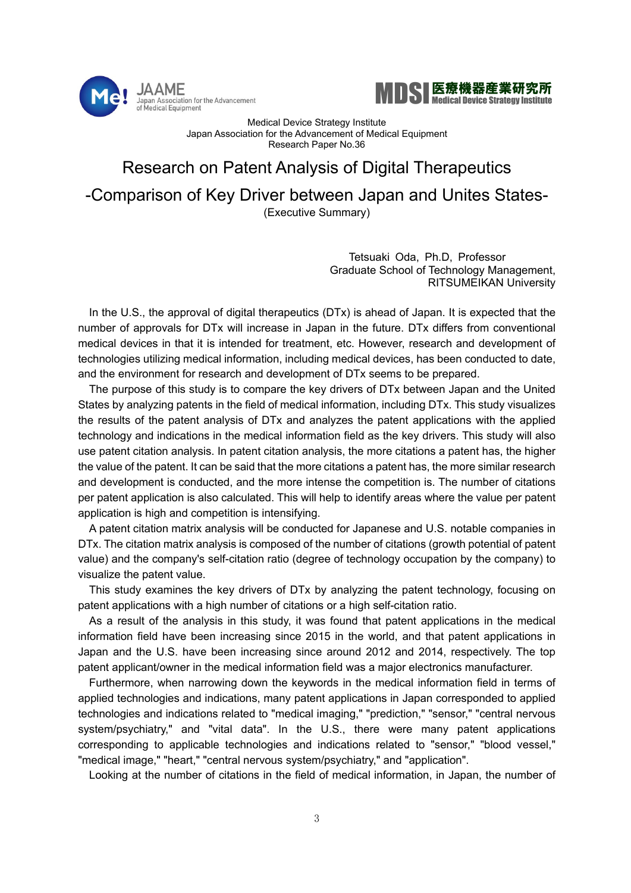Medical Device Strategy Institute
Japan Association for the Advancement of Medical Equipment
Research Paper No.36

# Research on Patent Analysis of Digital Therapeutics

## -Comparison of Key Driver between Japan and Unites States-

(Executive Summary)

Tetsuaki Oda, Ph.D, Professor
Graduate School of Technology Management,
RITSUMEIKAN University

In the U.S., the approval of digital therapeutics (DTx) is ahead of Japan. It is expected that the number of approvals for DTx will increase in Japan in the future. DTx differs from conventional medical devices in that it is intended for treatment, etc. However, research and development of technologies utilizing medical information, including medical devices, has been conducted to date, and the environment for research and development of DTx seems to be prepared.

The purpose of this study is to compare the key drivers of DTx between Japan and the United States by analyzing patents in the field of medical information, including DTx. This study visualizes the results of the patent analysis of DTx and analyzes the patent applications with the applied technology and indications in the medical information field as the key drivers. This study will also use patent citation analysis. In patent citation analysis, the more citations a patent has, the higher the value of the patent. It can be said that the more citations a patent has, the more similar research and development is conducted, and the more intense the competition is. The number of citations per patent application is also calculated. This will help to identify areas where the value per patent application is high and competition is intensifying.

A patent citation matrix analysis will be conducted for Japanese and U.S. notable companies in DTx. The citation matrix analysis is composed of the number of citations (growth potential of patent value) and the company's self-citation ratio (degree of technology occupation by the company) to visualize the patent value.

This study examines the key drivers of DTx by analyzing the patent technology, focusing on patent applications with a high number of citations or a high self-citation ratio.

As a result of the analysis in this study, it was found that patent applications in the medical information field have been increasing since 2015 in the world, and that patent applications in Japan and the U.S. have been increasing since around 2012 and 2014, respectively. The top patent applicant/owner in the medical information field was a major electronics manufacturer.

Furthermore, when narrowing down the keywords in the medical information field in terms of applied technologies and indications, many patent applications in Japan corresponded to applied technologies and indications related to "medical imaging," "prediction," "sensor," "central nervous system/psychiatry," and "vital data". In the U.S., there were many patent applications corresponding to applicable technologies and indications related to "sensor," "blood vessel," "medical image," "heart," "central nervous system/psychiatry," and "application".

Looking at the number of citations in the field of medical information, in Japan, the number of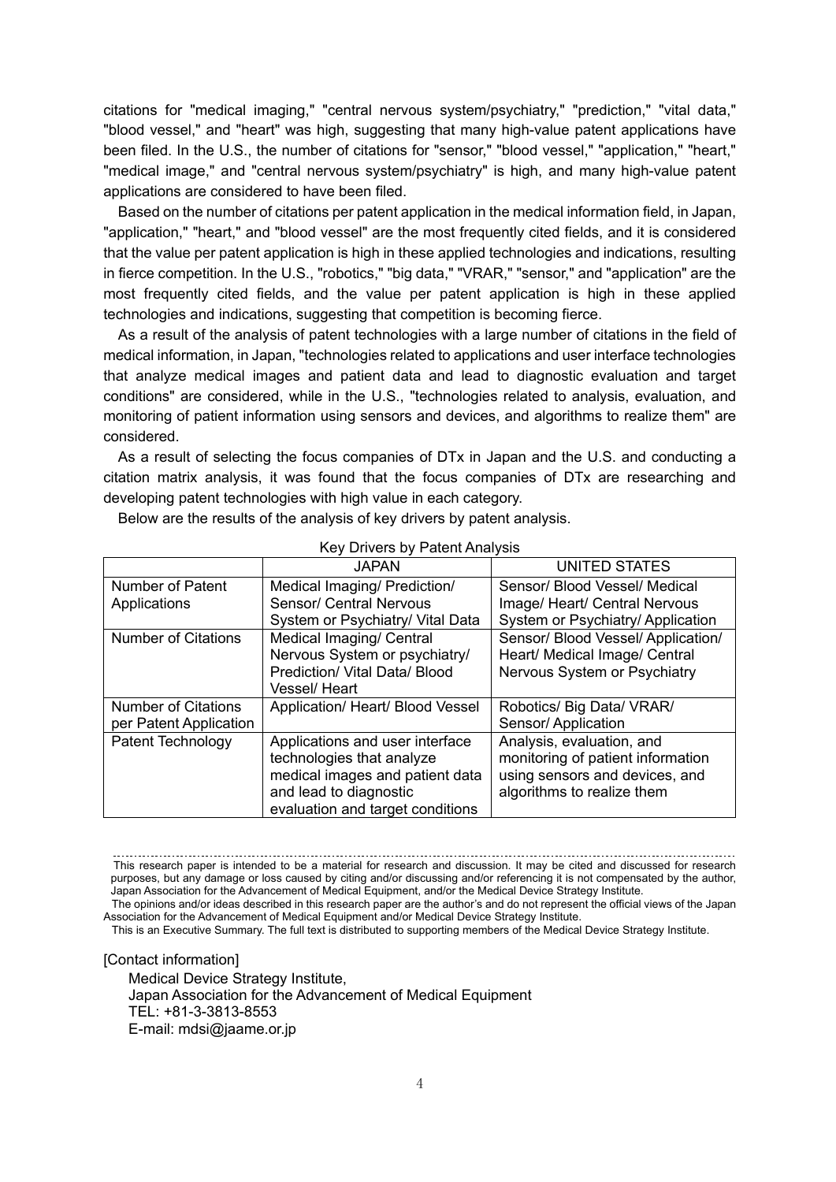citations for "medical imaging," "central nervous system/psychiatry," "prediction," "vital data," "blood vessel," and "heart" was high, suggesting that many high-value patent applications have been filed. In the U.S., the number of citations for "sensor," "blood vessel," "application," "heart," "medical image," and "central nervous system/psychiatry" is high, and many high-value patent applications are considered to have been filed.

Based on the number of citations per patent application in the medical information field, in Japan, "application," "heart," and "blood vessel" are the most frequently cited fields, and it is considered that the value per patent application is high in these applied technologies and indications, resulting in fierce competition. In the U.S., "robotics," "big data," "VRAR," "sensor," and "application" are the most frequently cited fields, and the value per patent application is high in these applied technologies and indications, suggesting that competition is becoming fierce.

As a result of the analysis of patent technologies with a large number of citations in the field of medical information, in Japan, "technologies related to applications and user interface technologies that analyze medical images and patient data and lead to diagnostic evaluation and target conditions" are considered, while in the U.S., "technologies related to analysis, evaluation, and monitoring of patient information using sensors and devices, and algorithms to realize them" are considered.

As a result of selecting the focus companies of DTx in Japan and the U.S. and conducting a citation matrix analysis, it was found that the focus companies of DTx are researching and developing patent technologies with high value in each category.

Below are the results of the analysis of key drivers by patent analysis.

Key Drivers by Patent Analysis

| | JAPAN | UNITED STATES |
|---|---|---|
| Number of Patent Applications | Medical Imaging/ Prediction/ Sensor/ Central Nervous System or Psychiatry/ Vital Data | Sensor/ Blood Vessel/ Medical Image/ Heart/ Central Nervous System or Psychiatry/ Application |
| Number of Citations | Medical Imaging/ Central Nervous System or psychiatry/ Prediction/ Vital Data/ Blood Vessel/ Heart | Sensor/ Blood Vessel/ Application/ Heart/ Medical Image/ Central Nervous System or Psychiatry |
| Number of Citations per Patent Application | Application/ Heart/ Blood Vessel | Robotics/ Big Data/ VRAR/ Sensor/ Application |
| Patent Technology | Applications and user interface technologies that analyze medical images and patient data and lead to diagnostic evaluation and target conditions | Analysis, evaluation, and monitoring of patient information using sensors and devices, and algorithms to realize them |

This research paper is intended to be a material for research and discussion. It may be cited and discussed for research purposes, but any damage or loss caused by citing and/or discussing and/or referencing it is not compensated by the author, Japan Association for the Advancement of Medical Equipment, and/or the Medical Device Strategy Institute.

The opinions and/or ideas described in this research paper are the author's and do not represent the official views of the Japan Association for the Advancement of Medical Equipment and/or Medical Device Strategy Institute.

This is an Executive Summary. The full text is distributed to supporting members of the Medical Device Strategy Institute.

[Contact information]

Medical Device Strategy Institute,
Japan Association for the Advancement of Medical Equipment
TEL: +81-3-3813-8553
E-mail: mdsi@jaame.or.jp